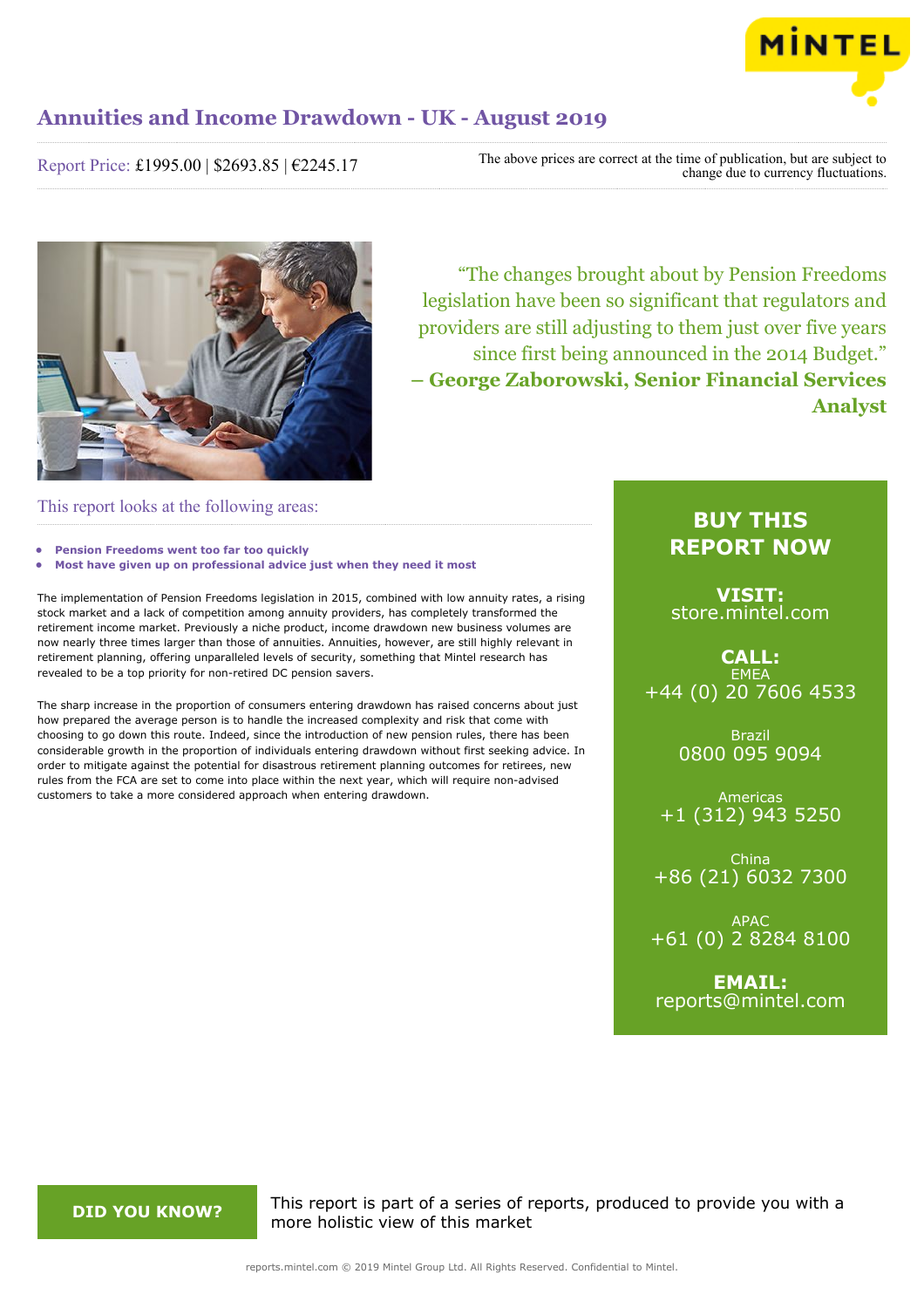# Annuities and Income Drawdown - UK - August 2019

Report Price: £1995.00 | $2693.85 | €2245.17

The above prices are correct at the time of publication, but are subject to change due to currency fluctuations.

> "The changes brought about by Pension Freedoms legislation have been so significant that regulators and providers are still adjusting to them just over five years since first being announced in the 2014 Budget."
> **– George Zaborowski, Senior Financial Services Analyst**

## This report looks at the following areas:

- **Pension Freedoms went too far too quickly**
- **Most have given up on professional advice just when they need it most**

The implementation of Pension Freedoms legislation in 2015, combined with low annuity rates, a rising stock market and a lack of competition among annuity providers, has completely transformed the retirement income market. Previously a niche product, income drawdown new business volumes are now nearly three times larger than those of annuities. Annuities, however, are still highly relevant in retirement planning, offering unparalleled levels of security, something that Mintel research has revealed to be a top priority for non-retired DC pension savers.

The sharp increase in the proportion of consumers entering drawdown has raised concerns about just how prepared the average person is to handle the increased complexity and risk that come with choosing to go down this route. Indeed, since the introduction of new pension rules, there has been considerable growth in the proportion of individuals entering drawdown without first seeking advice. In order to mitigate against the potential for disastrous retirement planning outcomes for retirees, new rules from the FCA are set to come into place within the next year, which will require non-advised customers to take a more considered approach when entering drawdown.

## BUY THIS REPORT NOW

**VISIT:**
store.mintel.com

**CALL:**

EMEA
+44 (0) 20 7606 4533

Brazil
0800 095 9094

Americas
+1 (312) 943 5250

China
+86 (21) 6032 7300

APAC
+61 (0) 2 8284 8100

**EMAIL:**
reports@mintel.com

**DID YOU KNOW?**

This report is part of a series of reports, produced to provide you with a more holistic view of this market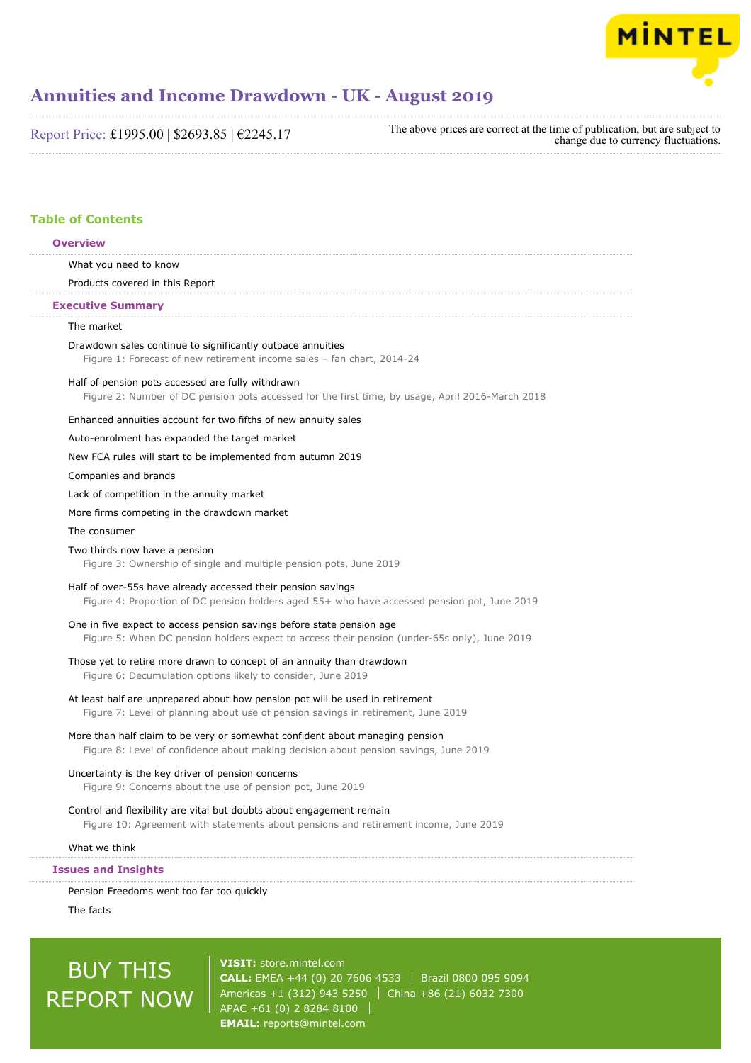# Annuities and Income Drawdown - UK - August 2019

Report Price: £1995.00 | $2693.85 | €2245.17

The above prices are correct at the time of publication, but are subject to change due to currency fluctuations.

## Table of Contents

### Overview

What you need to know

Products covered in this Report

### Executive Summary

The market

Drawdown sales continue to significantly outpace annuities

Figure 1: Forecast of new retirement income sales – fan chart, 2014-24

Half of pension pots accessed are fully withdrawn

Figure 2: Number of DC pension pots accessed for the first time, by usage, April 2016-March 2018

Enhanced annuities account for two fifths of new annuity sales

Auto-enrolment has expanded the target market

New FCA rules will start to be implemented from autumn 2019

Companies and brands

Lack of competition in the annuity market

More firms competing in the drawdown market

The consumer

Two thirds now have a pension

Figure 3: Ownership of single and multiple pension pots, June 2019

Half of over-55s have already accessed their pension savings

Figure 4: Proportion of DC pension holders aged 55+ who have accessed pension pot, June 2019

One in five expect to access pension savings before state pension age

Figure 5: When DC pension holders expect to access their pension (under-65s only), June 2019

Those yet to retire more drawn to concept of an annuity than drawdown

Figure 6: Decumulation options likely to consider, June 2019

At least half are unprepared about how pension pot will be used in retirement

Figure 7: Level of planning about use of pension savings in retirement, June 2019

More than half claim to be very or somewhat confident about managing pension

Figure 8: Level of confidence about making decision about pension savings, June 2019

Uncertainty is the key driver of pension concerns

Figure 9: Concerns about the use of pension pot, June 2019

Control and flexibility are vital but doubts about engagement remain

Figure 10: Agreement with statements about pensions and retirement income, June 2019

What we think

### Issues and Insights

Pension Freedoms went too far too quickly

The facts

BUY THIS REPORT NOW

**VISIT:** store.mintel.com
**CALL:** EMEA +44 (0) 20 7606 4533 | Brazil 0800 095 9094
Americas +1 (312) 943 5250 | China +86 (21) 6032 7300
APAC +61 (0) 2 8284 8100
**EMAIL:** reports@mintel.com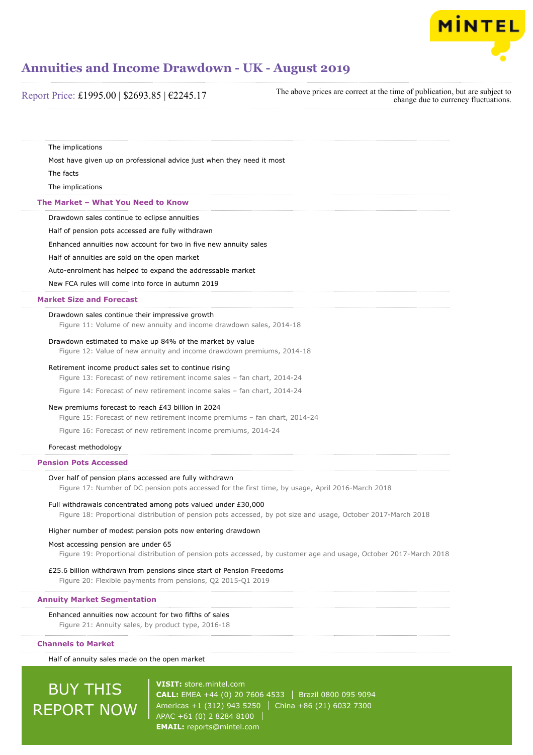The implications

Most have given up on professional advice just when they need it most

The facts

The implications

## The Market – What You Need to Know

Drawdown sales continue to eclipse annuities

Half of pension pots accessed are fully withdrawn

Enhanced annuities now account for two in five new annuity sales

Half of annuities are sold on the open market

Auto-enrolment has helped to expand the addressable market

New FCA rules will come into force in autumn 2019

## Market Size and Forecast

Drawdown sales continue their impressive growth

Figure 11: Volume of new annuity and income drawdown sales, 2014-18

Drawdown estimated to make up 84% of the market by value

Figure 12: Value of new annuity and income drawdown premiums, 2014-18

Retirement income product sales set to continue rising

Figure 13: Forecast of new retirement income sales – fan chart, 2014-24

Figure 14: Forecast of new retirement income sales – fan chart, 2014-24

New premiums forecast to reach £43 billion in 2024

Figure 15: Forecast of new retirement income premiums – fan chart, 2014-24

Figure 16: Forecast of new retirement income premiums, 2014-24

Forecast methodology

## Pension Pots Accessed

Over half of pension plans accessed are fully withdrawn

Figure 17: Number of DC pension pots accessed for the first time, by usage, April 2016-March 2018

Full withdrawals concentrated among pots valued under £30,000

Figure 18: Proportional distribution of pension pots accessed, by pot size and usage, October 2017-March 2018

Higher number of modest pension pots now entering drawdown

Most accessing pension are under 65

Figure 19: Proportional distribution of pension pots accessed, by customer age and usage, October 2017-March 2018

£25.6 billion withdrawn from pensions since start of Pension Freedoms

Figure 20: Flexible payments from pensions, Q2 2015-Q1 2019

## Annuity Market Segmentation

Enhanced annuities now account for two fifths of sales

Figure 21: Annuity sales, by product type, 2016-18

## Channels to Market

Half of annuity sales made on the open market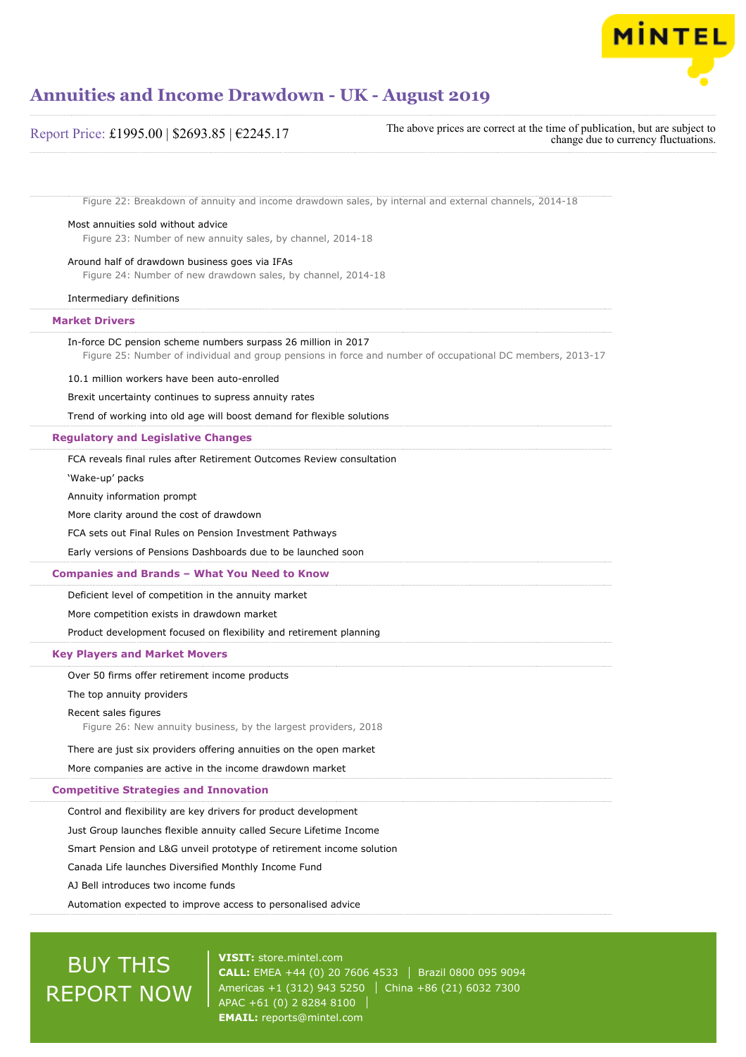Figure 22: Breakdown of annuity and income drawdown sales, by internal and external channels, 2014-18

Most annuities sold without advice

Figure 23: Number of new annuity sales, by channel, 2014-18

Around half of drawdown business goes via IFAs

Figure 24: Number of new drawdown sales, by channel, 2014-18

Intermediary definitions

## Market Drivers

In-force DC pension scheme numbers surpass 26 million in 2017

Figure 25: Number of individual and group pensions in force and number of occupational DC members, 2013-17

10.1 million workers have been auto-enrolled

Brexit uncertainty continues to supress annuity rates

Trend of working into old age will boost demand for flexible solutions

## Regulatory and Legislative Changes

FCA reveals final rules after Retirement Outcomes Review consultation

'Wake-up' packs

Annuity information prompt

More clarity around the cost of drawdown

FCA sets out Final Rules on Pension Investment Pathways

Early versions of Pensions Dashboards due to be launched soon

## Companies and Brands – What You Need to Know

Deficient level of competition in the annuity market

More competition exists in drawdown market

Product development focused on flexibility and retirement planning

## Key Players and Market Movers

Over 50 firms offer retirement income products

The top annuity providers

Recent sales figures

Figure 26: New annuity business, by the largest providers, 2018

There are just six providers offering annuities on the open market

More companies are active in the income drawdown market

## Competitive Strategies and Innovation

Control and flexibility are key drivers for product development

Just Group launches flexible annuity called Secure Lifetime Income

Smart Pension and L&G unveil prototype of retirement income solution

Canada Life launches Diversified Monthly Income Fund

AJ Bell introduces two income funds

Automation expected to improve access to personalised advice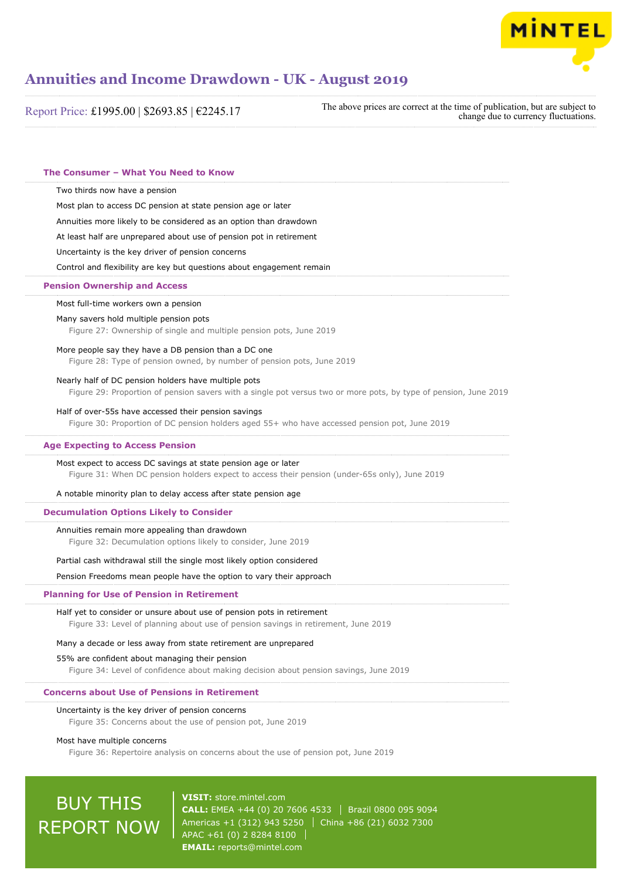# Annuities and Income Drawdown - UK - August 2019

Report Price: £1995.00 | $2693.85 | €2245.17

The above prices are correct at the time of publication, but are subject to change due to currency fluctuations.

## The Consumer – What You Need to Know

- Two thirds now have a pension
- Most plan to access DC pension at state pension age or later
- Annuities more likely to be considered as an option than drawdown
- At least half are unprepared about use of pension pot in retirement
- Uncertainty is the key driver of pension concerns
- Control and flexibility are key but questions about engagement remain

## Pension Ownership and Access

- Most full-time workers own a pension
- Many savers hold multiple pension pots
  - Figure 27: Ownership of single and multiple pension pots, June 2019
- More people say they have a DB pension than a DC one
  - Figure 28: Type of pension owned, by number of pension pots, June 2019
- Nearly half of DC pension holders have multiple pots
  - Figure 29: Proportion of pension savers with a single pot versus two or more pots, by type of pension, June 2019
- Half of over-55s have accessed their pension savings
  - Figure 30: Proportion of DC pension holders aged 55+ who have accessed pension pot, June 2019

## Age Expecting to Access Pension

- Most expect to access DC savings at state pension age or later
  - Figure 31: When DC pension holders expect to access their pension (under-65s only), June 2019
- A notable minority plan to delay access after state pension age

## Decumulation Options Likely to Consider

- Annuities remain more appealing than drawdown
  - Figure 32: Decumulation options likely to consider, June 2019
- Partial cash withdrawal still the single most likely option considered
- Pension Freedoms mean people have the option to vary their approach

## Planning for Use of Pension in Retirement

- Half yet to consider or unsure about use of pension pots in retirement
  - Figure 33: Level of planning about use of pension savings in retirement, June 2019
- Many a decade or less away from state retirement are unprepared
- 55% are confident about managing their pension
  - Figure 34: Level of confidence about making decision about pension savings, June 2019

## Concerns about Use of Pensions in Retirement

- Uncertainty is the key driver of pension concerns
  - Figure 35: Concerns about the use of pension pot, June 2019
- Most have multiple concerns
  - Figure 36: Repertoire analysis on concerns about the use of pension pot, June 2019

BUY THIS REPORT NOW

**VISIT:** store.mintel.com
**CALL:** EMEA +44 (0) 20 7606 4533 | Brazil 0800 095 9094
Americas +1 (312) 943 5250 | China +86 (21) 6032 7300
APAC +61 (0) 2 8284 8100
**EMAIL:** reports@mintel.com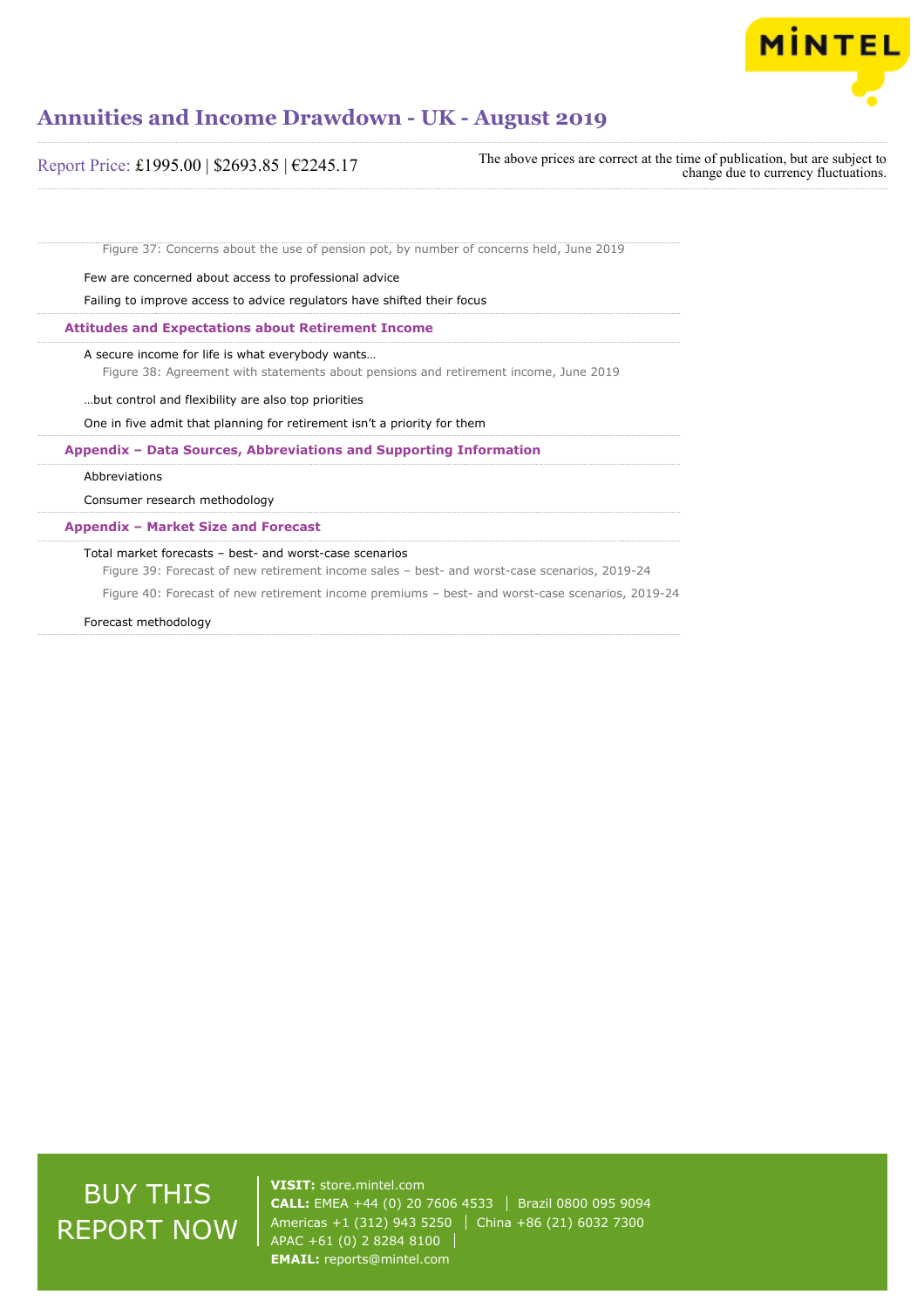Figure 37: Concerns about the use of pension pot, by number of concerns held, June 2019

Few are concerned about access to professional advice

Failing to improve access to advice regulators have shifted their focus

## Attitudes and Expectations about Retirement Income

A secure income for life is what everybody wants…

Figure 38: Agreement with statements about pensions and retirement income, June 2019

…but control and flexibility are also top priorities

One in five admit that planning for retirement isn't a priority for them

## Appendix – Data Sources, Abbreviations and Supporting Information

Abbreviations

Consumer research methodology

## Appendix – Market Size and Forecast

Total market forecasts – best- and worst-case scenarios

Figure 39: Forecast of new retirement income sales – best- and worst-case scenarios, 2019-24

Figure 40: Forecast of new retirement income premiums – best- and worst-case scenarios, 2019-24

Forecast methodology